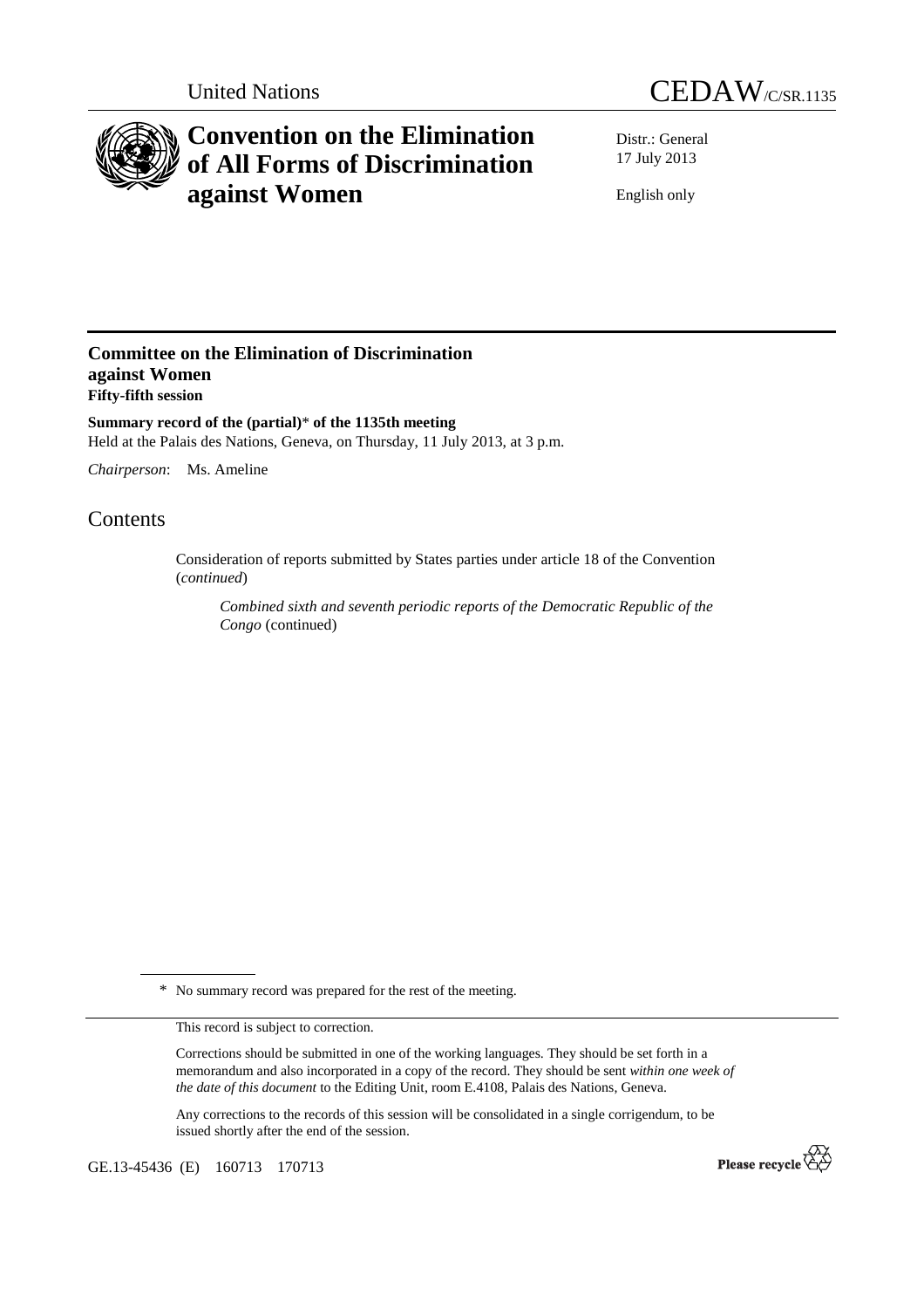United Nations

CEDAW/C/SR.1135

# Convention on the Elimination of All Forms of Discrimination against Women

Distr.: General
17 July 2013

English only

## Committee on the Elimination of Discrimination against Women
**Fifty-fifth session**

**Summary record of the (partial)* of the 1135th meeting**
Held at the Palais des Nations, Geneva, on Thursday, 11 July 2013, at 3 p.m.

*Chairperson*: Ms. Ameline

# Contents

Consideration of reports submitted by States parties under article 18 of the Convention (*continued*)

*Combined sixth and seventh periodic reports of the Democratic Republic of the Congo* (continued)

---

\* No summary record was prepared for the rest of the meeting.

This record is subject to correction.

Corrections should be submitted in one of the working languages. They should be set forth in a memorandum and also incorporated in a copy of the record. They should be sent *within one week of the date of this document* to the Editing Unit, room E.4108, Palais des Nations, Geneva.

Any corrections to the records of this session will be consolidated in a single corrigendum, to be issued shortly after the end of the session.

GE.13-45436 (E) 160713 170713

Please recycle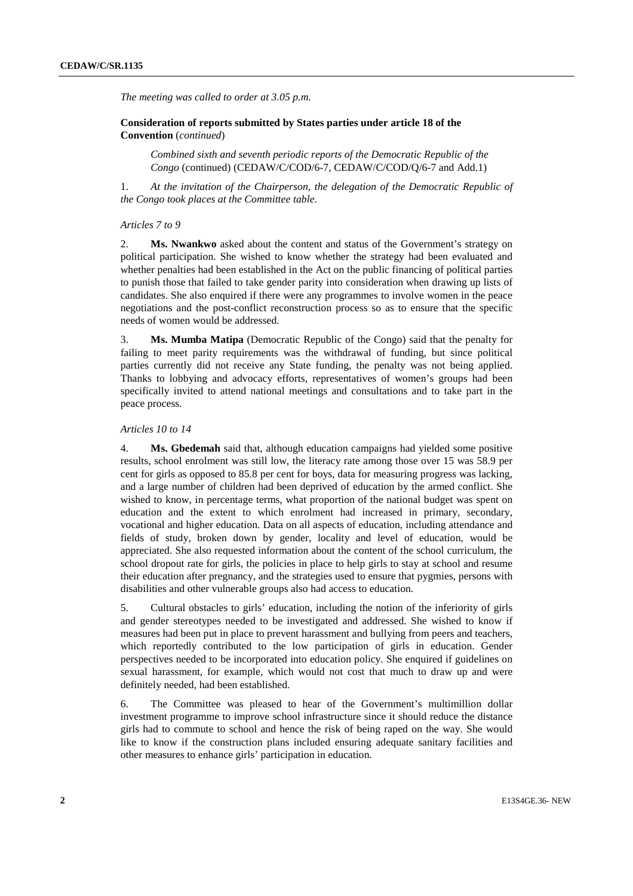*The meeting was called to order at 3.05 p.m.*

**Consideration of reports submitted by States parties under article 18 of the Convention** (*continued*)

*Combined sixth and seventh periodic reports of the Democratic Republic of the Congo* (continued) (CEDAW/C/COD/6-7, CEDAW/C/COD/Q/6-7 and Add.1)

1. *At the invitation of the Chairperson, the delegation of the Democratic Republic of the Congo took places at the Committee table.*

*Articles 7 to 9*

2. **Ms. Nwankwo** asked about the content and status of the Government's strategy on political participation. She wished to know whether the strategy had been evaluated and whether penalties had been established in the Act on the public financing of political parties to punish those that failed to take gender parity into consideration when drawing up lists of candidates. She also enquired if there were any programmes to involve women in the peace negotiations and the post-conflict reconstruction process so as to ensure that the specific needs of women would be addressed.

3. **Ms. Mumba Matipa** (Democratic Republic of the Congo) said that the penalty for failing to meet parity requirements was the withdrawal of funding, but since political parties currently did not receive any State funding, the penalty was not being applied. Thanks to lobbying and advocacy efforts, representatives of women's groups had been specifically invited to attend national meetings and consultations and to take part in the peace process.

*Articles 10 to 14*

4. **Ms. Gbedemah** said that, although education campaigns had yielded some positive results, school enrolment was still low, the literacy rate among those over 15 was 58.9 per cent for girls as opposed to 85.8 per cent for boys, data for measuring progress was lacking, and a large number of children had been deprived of education by the armed conflict. She wished to know, in percentage terms, what proportion of the national budget was spent on education and the extent to which enrolment had increased in primary, secondary, vocational and higher education. Data on all aspects of education, including attendance and fields of study, broken down by gender, locality and level of education, would be appreciated. She also requested information about the content of the school curriculum, the school dropout rate for girls, the policies in place to help girls to stay at school and resume their education after pregnancy, and the strategies used to ensure that pygmies, persons with disabilities and other vulnerable groups also had access to education.

5. Cultural obstacles to girls' education, including the notion of the inferiority of girls and gender stereotypes needed to be investigated and addressed. She wished to know if measures had been put in place to prevent harassment and bullying from peers and teachers, which reportedly contributed to the low participation of girls in education. Gender perspectives needed to be incorporated into education policy. She enquired if guidelines on sexual harassment, for example, which would not cost that much to draw up and were definitely needed, had been established.

6. The Committee was pleased to hear of the Government's multimillion dollar investment programme to improve school infrastructure since it should reduce the distance girls had to commute to school and hence the risk of being raped on the way. She would like to know if the construction plans included ensuring adequate sanitary facilities and other measures to enhance girls' participation in education.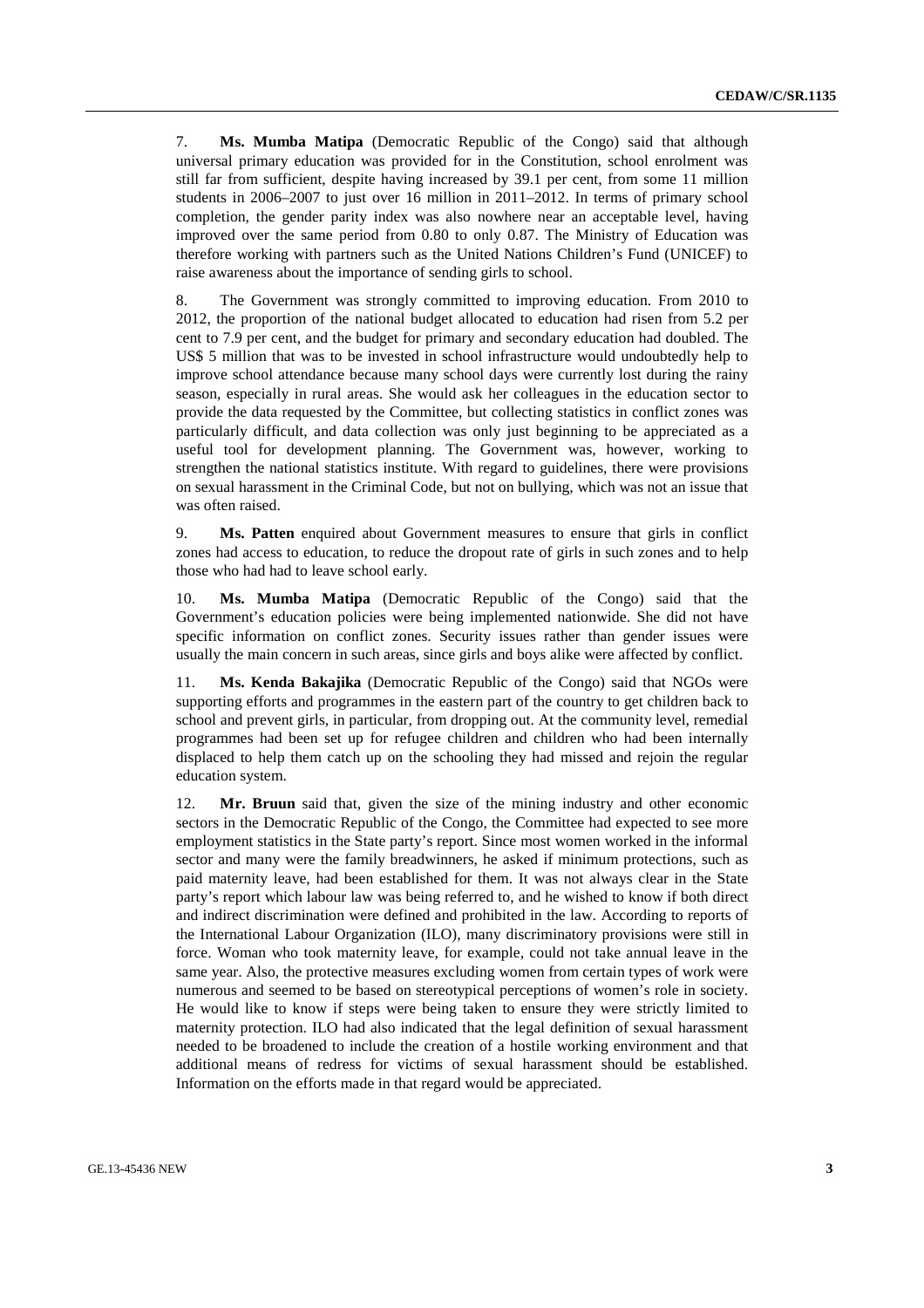7. **Ms. Mumba Matipa** (Democratic Republic of the Congo) said that although universal primary education was provided for in the Constitution, school enrolment was still far from sufficient, despite having increased by 39.1 per cent, from some 11 million students in 2006–2007 to just over 16 million in 2011–2012. In terms of primary school completion, the gender parity index was also nowhere near an acceptable level, having improved over the same period from 0.80 to only 0.87. The Ministry of Education was therefore working with partners such as the United Nations Children's Fund (UNICEF) to raise awareness about the importance of sending girls to school.

8. The Government was strongly committed to improving education. From 2010 to 2012, the proportion of the national budget allocated to education had risen from 5.2 per cent to 7.9 per cent, and the budget for primary and secondary education had doubled. The US$ 5 million that was to be invested in school infrastructure would undoubtedly help to improve school attendance because many school days were currently lost during the rainy season, especially in rural areas. She would ask her colleagues in the education sector to provide the data requested by the Committee, but collecting statistics in conflict zones was particularly difficult, and data collection was only just beginning to be appreciated as a useful tool for development planning. The Government was, however, working to strengthen the national statistics institute. With regard to guidelines, there were provisions on sexual harassment in the Criminal Code, but not on bullying, which was not an issue that was often raised.

9. **Ms. Patten** enquired about Government measures to ensure that girls in conflict zones had access to education, to reduce the dropout rate of girls in such zones and to help those who had had to leave school early.

10. **Ms. Mumba Matipa** (Democratic Republic of the Congo) said that the Government's education policies were being implemented nationwide. She did not have specific information on conflict zones. Security issues rather than gender issues were usually the main concern in such areas, since girls and boys alike were affected by conflict.

11. **Ms. Kenda Bakajika** (Democratic Republic of the Congo) said that NGOs were supporting efforts and programmes in the eastern part of the country to get children back to school and prevent girls, in particular, from dropping out. At the community level, remedial programmes had been set up for refugee children and children who had been internally displaced to help them catch up on the schooling they had missed and rejoin the regular education system.

12. **Mr. Bruun** said that, given the size of the mining industry and other economic sectors in the Democratic Republic of the Congo, the Committee had expected to see more employment statistics in the State party's report. Since most women worked in the informal sector and many were the family breadwinners, he asked if minimum protections, such as paid maternity leave, had been established for them. It was not always clear in the State party's report which labour law was being referred to, and he wished to know if both direct and indirect discrimination were defined and prohibited in the law. According to reports of the International Labour Organization (ILO), many discriminatory provisions were still in force. Woman who took maternity leave, for example, could not take annual leave in the same year. Also, the protective measures excluding women from certain types of work were numerous and seemed to be based on stereotypical perceptions of women's role in society. He would like to know if steps were being taken to ensure they were strictly limited to maternity protection. ILO had also indicated that the legal definition of sexual harassment needed to be broadened to include the creation of a hostile working environment and that additional means of redress for victims of sexual harassment should be established. Information on the efforts made in that regard would be appreciated.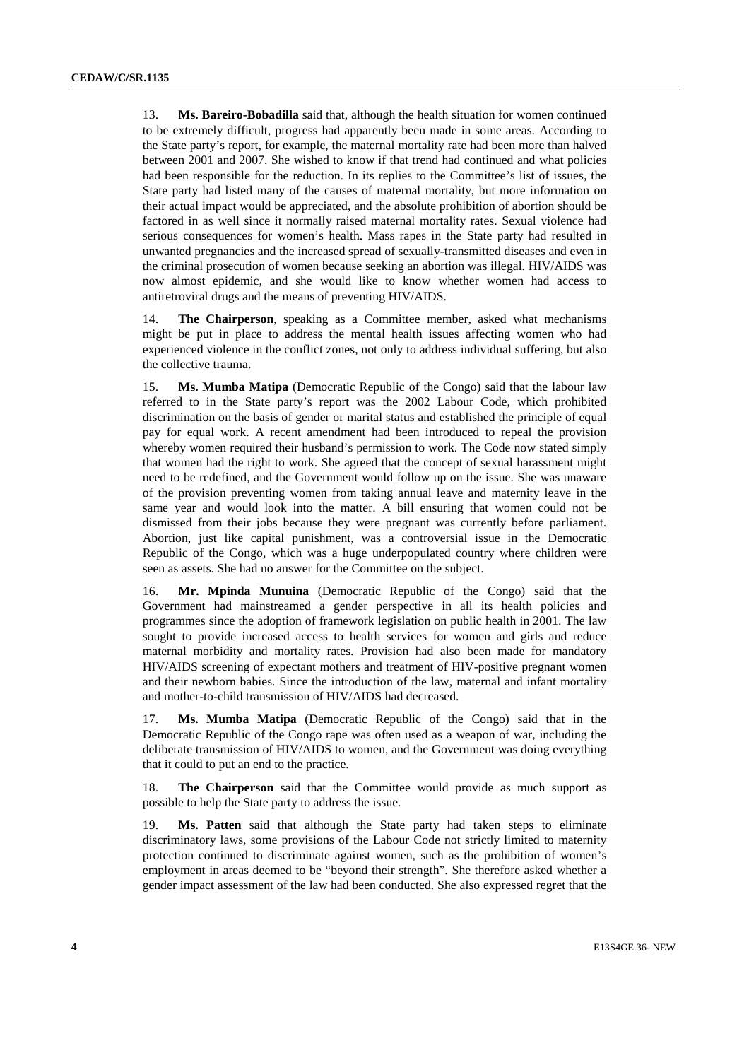13. **Ms. Bareiro-Bobadilla** said that, although the health situation for women continued to be extremely difficult, progress had apparently been made in some areas. According to the State party's report, for example, the maternal mortality rate had been more than halved between 2001 and 2007. She wished to know if that trend had continued and what policies had been responsible for the reduction. In its replies to the Committee's list of issues, the State party had listed many of the causes of maternal mortality, but more information on their actual impact would be appreciated, and the absolute prohibition of abortion should be factored in as well since it normally raised maternal mortality rates. Sexual violence had serious consequences for women's health. Mass rapes in the State party had resulted in unwanted pregnancies and the increased spread of sexually-transmitted diseases and even in the criminal prosecution of women because seeking an abortion was illegal. HIV/AIDS was now almost epidemic, and she would like to know whether women had access to antiretroviral drugs and the means of preventing HIV/AIDS.

14. **The Chairperson**, speaking as a Committee member, asked what mechanisms might be put in place to address the mental health issues affecting women who had experienced violence in the conflict zones, not only to address individual suffering, but also the collective trauma.

15. **Ms. Mumba Matipa** (Democratic Republic of the Congo) said that the labour law referred to in the State party's report was the 2002 Labour Code, which prohibited discrimination on the basis of gender or marital status and established the principle of equal pay for equal work. A recent amendment had been introduced to repeal the provision whereby women required their husband's permission to work. The Code now stated simply that women had the right to work. She agreed that the concept of sexual harassment might need to be redefined, and the Government would follow up on the issue. She was unaware of the provision preventing women from taking annual leave and maternity leave in the same year and would look into the matter. A bill ensuring that women could not be dismissed from their jobs because they were pregnant was currently before parliament. Abortion, just like capital punishment, was a controversial issue in the Democratic Republic of the Congo, which was a huge underpopulated country where children were seen as assets. She had no answer for the Committee on the subject.

16. **Mr. Mpinda Munuina** (Democratic Republic of the Congo) said that the Government had mainstreamed a gender perspective in all its health policies and programmes since the adoption of framework legislation on public health in 2001. The law sought to provide increased access to health services for women and girls and reduce maternal morbidity and mortality rates. Provision had also been made for mandatory HIV/AIDS screening of expectant mothers and treatment of HIV-positive pregnant women and their newborn babies. Since the introduction of the law, maternal and infant mortality and mother-to-child transmission of HIV/AIDS had decreased.

17. **Ms. Mumba Matipa** (Democratic Republic of the Congo) said that in the Democratic Republic of the Congo rape was often used as a weapon of war, including the deliberate transmission of HIV/AIDS to women, and the Government was doing everything that it could to put an end to the practice.

18. **The Chairperson** said that the Committee would provide as much support as possible to help the State party to address the issue.

19. **Ms. Patten** said that although the State party had taken steps to eliminate discriminatory laws, some provisions of the Labour Code not strictly limited to maternity protection continued to discriminate against women, such as the prohibition of women's employment in areas deemed to be "beyond their strength". She therefore asked whether a gender impact assessment of the law had been conducted. She also expressed regret that the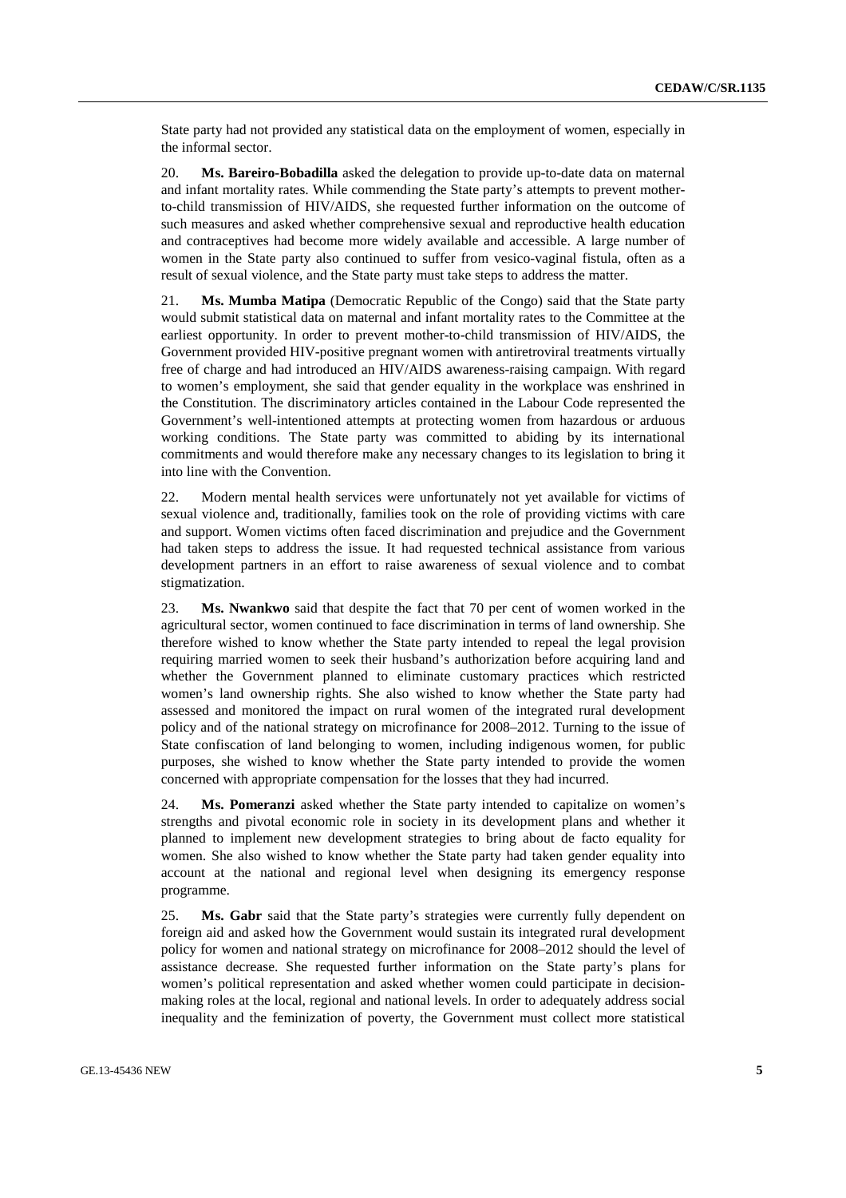State party had not provided any statistical data on the employment of women, especially in the informal sector.

20. **Ms. Bareiro-Bobadilla** asked the delegation to provide up-to-date data on maternal and infant mortality rates. While commending the State party's attempts to prevent mother-to-child transmission of HIV/AIDS, she requested further information on the outcome of such measures and asked whether comprehensive sexual and reproductive health education and contraceptives had become more widely available and accessible. A large number of women in the State party also continued to suffer from vesico-vaginal fistula, often as a result of sexual violence, and the State party must take steps to address the matter.

21. **Ms. Mumba Matipa** (Democratic Republic of the Congo) said that the State party would submit statistical data on maternal and infant mortality rates to the Committee at the earliest opportunity. In order to prevent mother-to-child transmission of HIV/AIDS, the Government provided HIV-positive pregnant women with antiretroviral treatments virtually free of charge and had introduced an HIV/AIDS awareness-raising campaign. With regard to women's employment, she said that gender equality in the workplace was enshrined in the Constitution. The discriminatory articles contained in the Labour Code represented the Government's well-intentioned attempts at protecting women from hazardous or arduous working conditions. The State party was committed to abiding by its international commitments and would therefore make any necessary changes to its legislation to bring it into line with the Convention.

22. Modern mental health services were unfortunately not yet available for victims of sexual violence and, traditionally, families took on the role of providing victims with care and support. Women victims often faced discrimination and prejudice and the Government had taken steps to address the issue. It had requested technical assistance from various development partners in an effort to raise awareness of sexual violence and to combat stigmatization.

23. **Ms. Nwankwo** said that despite the fact that 70 per cent of women worked in the agricultural sector, women continued to face discrimination in terms of land ownership. She therefore wished to know whether the State party intended to repeal the legal provision requiring married women to seek their husband's authorization before acquiring land and whether the Government planned to eliminate customary practices which restricted women's land ownership rights. She also wished to know whether the State party had assessed and monitored the impact on rural women of the integrated rural development policy and of the national strategy on microfinance for 2008–2012. Turning to the issue of State confiscation of land belonging to women, including indigenous women, for public purposes, she wished to know whether the State party intended to provide the women concerned with appropriate compensation for the losses that they had incurred.

24. **Ms. Pomeranzi** asked whether the State party intended to capitalize on women's strengths and pivotal economic role in society in its development plans and whether it planned to implement new development strategies to bring about de facto equality for women. She also wished to know whether the State party had taken gender equality into account at the national and regional level when designing its emergency response programme.

25. **Ms. Gabr** said that the State party's strategies were currently fully dependent on foreign aid and asked how the Government would sustain its integrated rural development policy for women and national strategy on microfinance for 2008–2012 should the level of assistance decrease. She requested further information on the State party's plans for women's political representation and asked whether women could participate in decision-making roles at the local, regional and national levels. In order to adequately address social inequality and the feminization of poverty, the Government must collect more statistical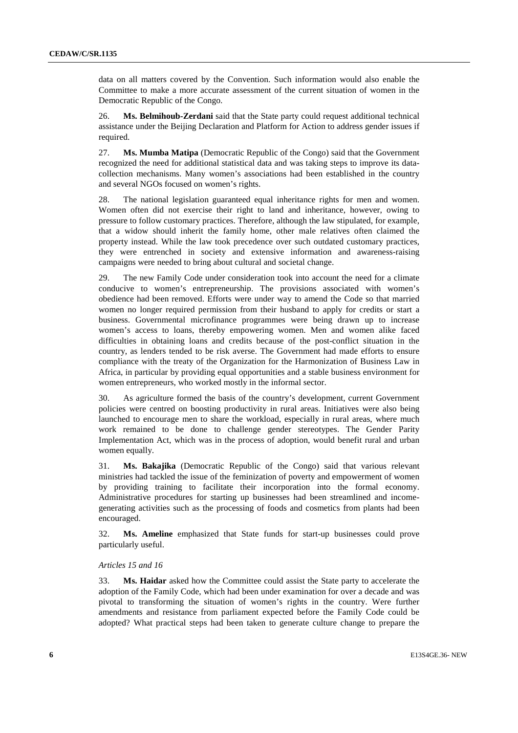data on all matters covered by the Convention. Such information would also enable the Committee to make a more accurate assessment of the current situation of women in the Democratic Republic of the Congo.

26. **Ms. Belmihoub-Zerdani** said that the State party could request additional technical assistance under the Beijing Declaration and Platform for Action to address gender issues if required.

27. **Ms. Mumba Matipa** (Democratic Republic of the Congo) said that the Government recognized the need for additional statistical data and was taking steps to improve its data-collection mechanisms. Many women's associations had been established in the country and several NGOs focused on women's rights.

28. The national legislation guaranteed equal inheritance rights for men and women. Women often did not exercise their right to land and inheritance, however, owing to pressure to follow customary practices. Therefore, although the law stipulated, for example, that a widow should inherit the family home, other male relatives often claimed the property instead. While the law took precedence over such outdated customary practices, they were entrenched in society and extensive information and awareness-raising campaigns were needed to bring about cultural and societal change.

29. The new Family Code under consideration took into account the need for a climate conducive to women's entrepreneurship. The provisions associated with women's obedience had been removed. Efforts were under way to amend the Code so that married women no longer required permission from their husband to apply for credits or start a business. Governmental microfinance programmes were being drawn up to increase women's access to loans, thereby empowering women. Men and women alike faced difficulties in obtaining loans and credits because of the post-conflict situation in the country, as lenders tended to be risk averse. The Government had made efforts to ensure compliance with the treaty of the Organization for the Harmonization of Business Law in Africa, in particular by providing equal opportunities and a stable business environment for women entrepreneurs, who worked mostly in the informal sector.

30. As agriculture formed the basis of the country's development, current Government policies were centred on boosting productivity in rural areas. Initiatives were also being launched to encourage men to share the workload, especially in rural areas, where much work remained to be done to challenge gender stereotypes. The Gender Parity Implementation Act, which was in the process of adoption, would benefit rural and urban women equally.

31. **Ms. Bakajika** (Democratic Republic of the Congo) said that various relevant ministries had tackled the issue of the feminization of poverty and empowerment of women by providing training to facilitate their incorporation into the formal economy. Administrative procedures for starting up businesses had been streamlined and income-generating activities such as the processing of foods and cosmetics from plants had been encouraged.

32. **Ms. Ameline** emphasized that State funds for start-up businesses could prove particularly useful.

*Articles 15 and 16*

33. **Ms. Haidar** asked how the Committee could assist the State party to accelerate the adoption of the Family Code, which had been under examination for over a decade and was pivotal to transforming the situation of women's rights in the country. Were further amendments and resistance from parliament expected before the Family Code could be adopted? What practical steps had been taken to generate culture change to prepare the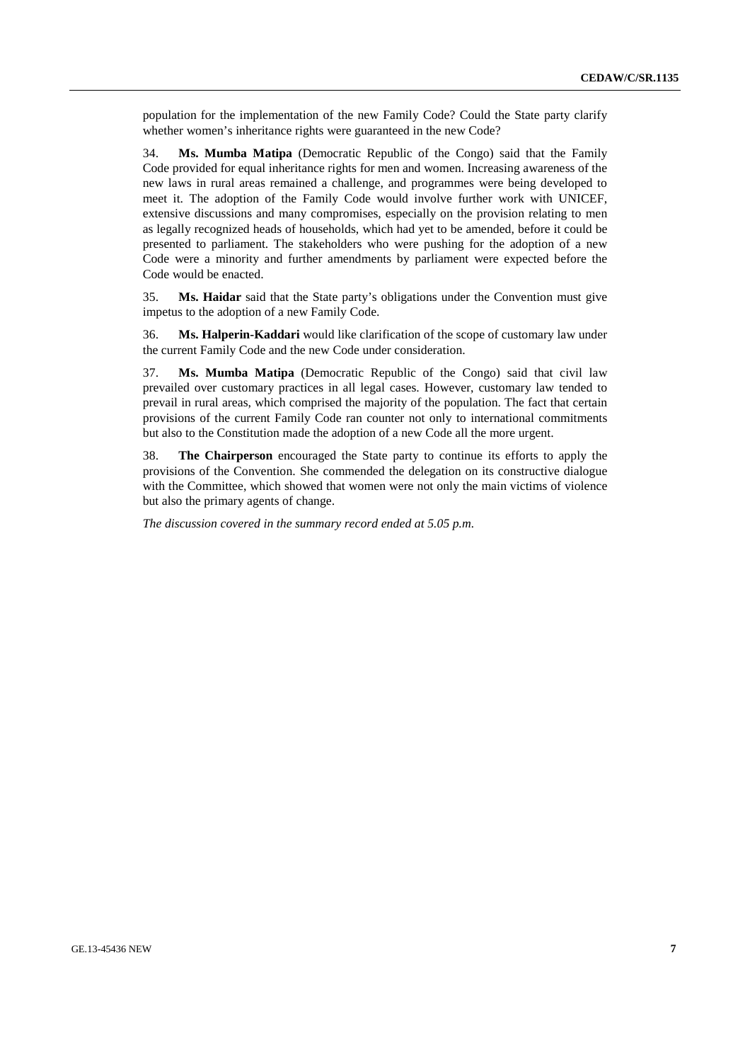population for the implementation of the new Family Code? Could the State party clarify whether women's inheritance rights were guaranteed in the new Code?

34. **Ms. Mumba Matipa** (Democratic Republic of the Congo) said that the Family Code provided for equal inheritance rights for men and women. Increasing awareness of the new laws in rural areas remained a challenge, and programmes were being developed to meet it. The adoption of the Family Code would involve further work with UNICEF, extensive discussions and many compromises, especially on the provision relating to men as legally recognized heads of households, which had yet to be amended, before it could be presented to parliament. The stakeholders who were pushing for the adoption of a new Code were a minority and further amendments by parliament were expected before the Code would be enacted.

35. **Ms. Haidar** said that the State party's obligations under the Convention must give impetus to the adoption of a new Family Code.

36. **Ms. Halperin-Kaddari** would like clarification of the scope of customary law under the current Family Code and the new Code under consideration.

37. **Ms. Mumba Matipa** (Democratic Republic of the Congo) said that civil law prevailed over customary practices in all legal cases. However, customary law tended to prevail in rural areas, which comprised the majority of the population. The fact that certain provisions of the current Family Code ran counter not only to international commitments but also to the Constitution made the adoption of a new Code all the more urgent.

38. **The Chairperson** encouraged the State party to continue its efforts to apply the provisions of the Convention. She commended the delegation on its constructive dialogue with the Committee, which showed that women were not only the main victims of violence but also the primary agents of change.

*The discussion covered in the summary record ended at 5.05 p.m.*